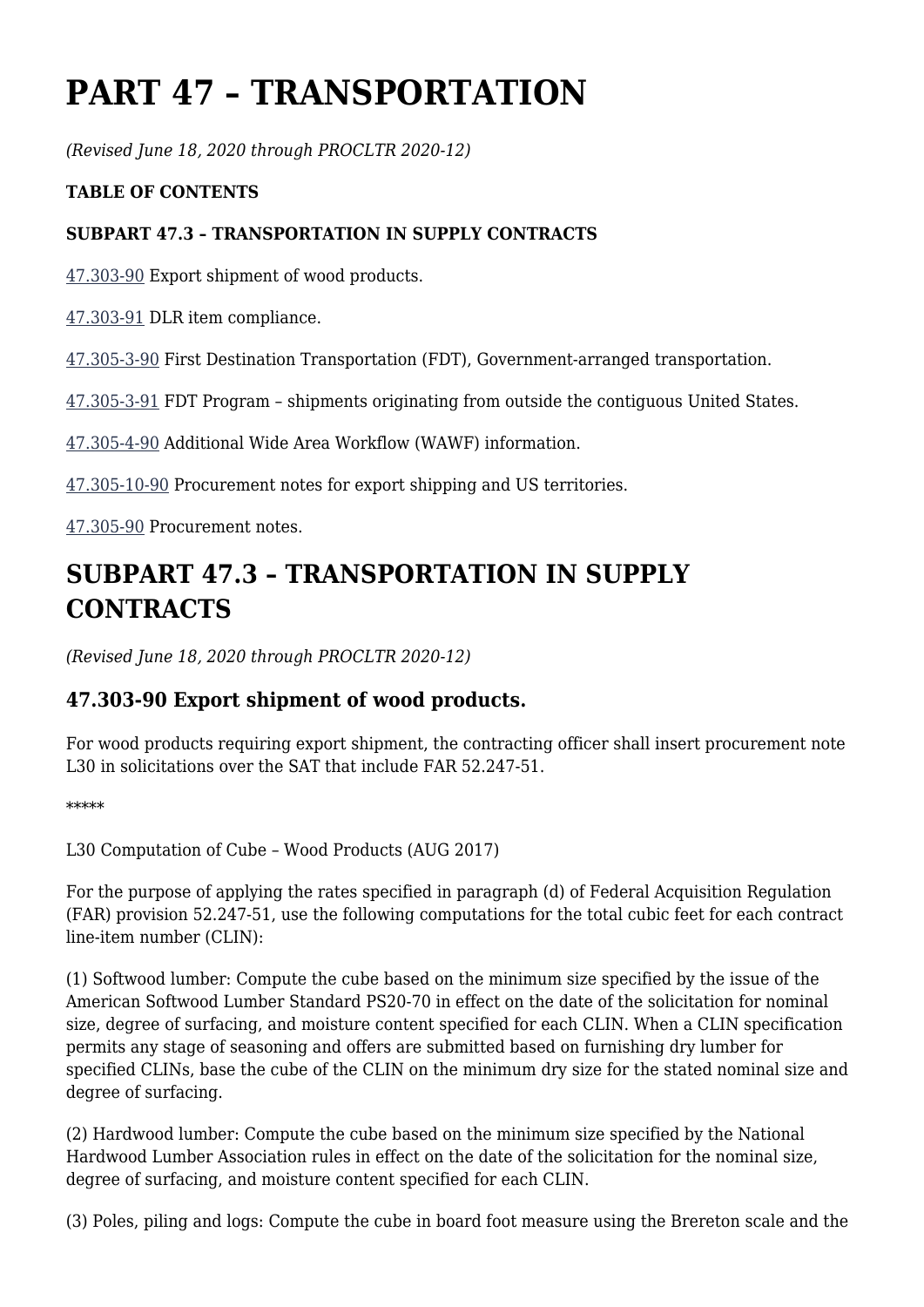# PART 47 – TRANSPORTATION

*(Revised June 18, 2020 through PROCLTR 2020-12)*

**TABLE OF CONTENTS**

**SUBPART 47.3 – TRANSPORTATION IN SUPPLY CONTRACTS**

47.303-90 Export shipment of wood products.

47.303-91 DLR item compliance.

47.305-3-90 First Destination Transportation (FDT), Government-arranged transportation.

47.305-3-91 FDT Program – shipments originating from outside the contiguous United States.

47.305-4-90 Additional Wide Area Workflow (WAWF) information.

47.305-10-90 Procurement notes for export shipping and US territories.

47.305-90 Procurement notes.

## SUBPART 47.3 – TRANSPORTATION IN SUPPLY CONTRACTS

*(Revised June 18, 2020 through PROCLTR 2020-12)*

### 47.303-90 Export shipment of wood products.

For wood products requiring export shipment, the contracting officer shall insert procurement note L30 in solicitations over the SAT that include FAR 52.247-51.

*****

L30 Computation of Cube – Wood Products (AUG 2017)

For the purpose of applying the rates specified in paragraph (d) of Federal Acquisition Regulation (FAR) provision 52.247-51, use the following computations for the total cubic feet for each contract line-item number (CLIN):

(1) Softwood lumber: Compute the cube based on the minimum size specified by the issue of the American Softwood Lumber Standard PS20-70 in effect on the date of the solicitation for nominal size, degree of surfacing, and moisture content specified for each CLIN. When a CLIN specification permits any stage of seasoning and offers are submitted based on furnishing dry lumber for specified CLINs, base the cube of the CLIN on the minimum dry size for the stated nominal size and degree of surfacing.

(2) Hardwood lumber: Compute the cube based on the minimum size specified by the National Hardwood Lumber Association rules in effect on the date of the solicitation for the nominal size, degree of surfacing, and moisture content specified for each CLIN.

(3) Poles, piling and logs: Compute the cube in board foot measure using the Brereton scale and the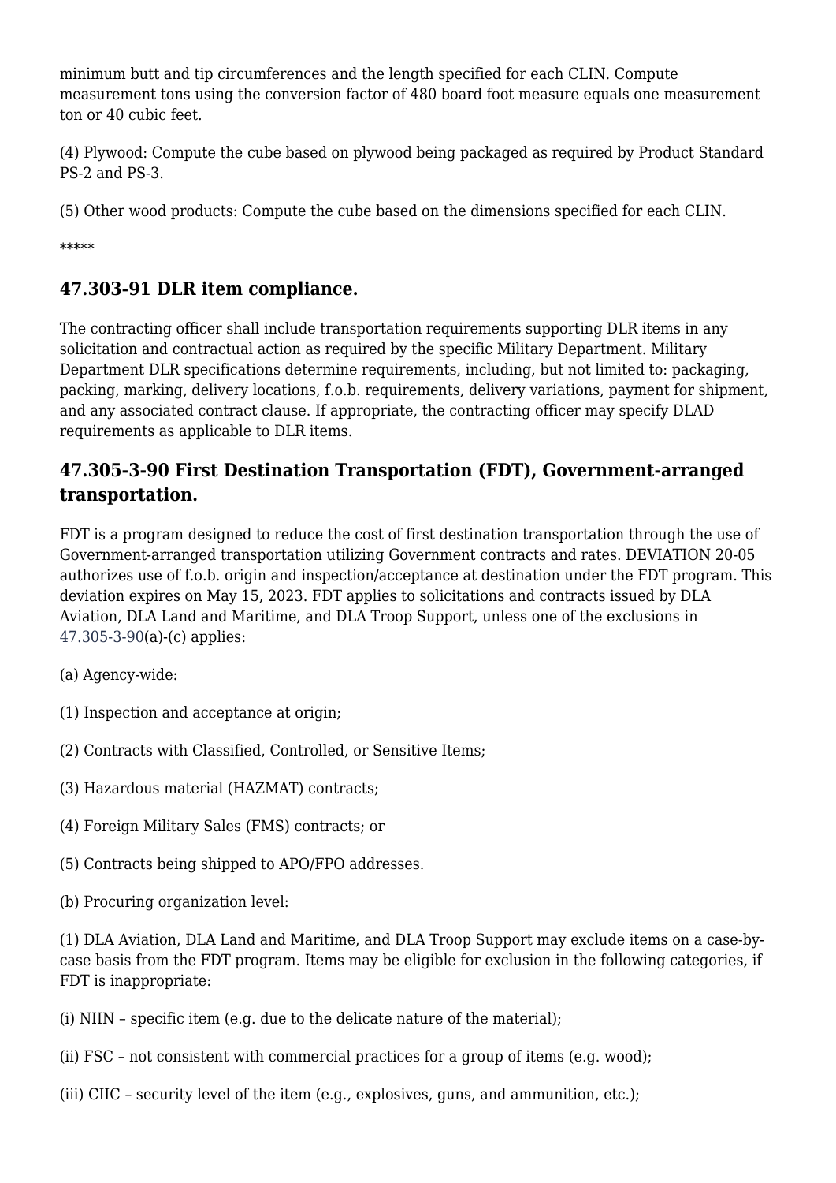minimum butt and tip circumferences and the length specified for each CLIN. Compute measurement tons using the conversion factor of 480 board foot measure equals one measurement ton or 40 cubic feet.

(4) Plywood: Compute the cube based on plywood being packaged as required by Product Standard PS-2 and PS-3.

(5) Other wood products: Compute the cube based on the dimensions specified for each CLIN.

*****

## 47.303-91 DLR item compliance.

The contracting officer shall include transportation requirements supporting DLR items in any solicitation and contractual action as required by the specific Military Department. Military Department DLR specifications determine requirements, including, but not limited to: packaging, packing, marking, delivery locations, f.o.b. requirements, delivery variations, payment for shipment, and any associated contract clause. If appropriate, the contracting officer may specify DLAD requirements as applicable to DLR items.

## 47.305-3-90 First Destination Transportation (FDT), Government-arranged transportation.

FDT is a program designed to reduce the cost of first destination transportation through the use of Government-arranged transportation utilizing Government contracts and rates. DEVIATION 20-05 authorizes use of f.o.b. origin and inspection/acceptance at destination under the FDT program. This deviation expires on May 15, 2023. FDT applies to solicitations and contracts issued by DLA Aviation, DLA Land and Maritime, and DLA Troop Support, unless one of the exclusions in 47.305-3-90(a)-(c) applies:

(a) Agency-wide:

(1) Inspection and acceptance at origin;

(2) Contracts with Classified, Controlled, or Sensitive Items;

(3) Hazardous material (HAZMAT) contracts;

(4) Foreign Military Sales (FMS) contracts; or

(5) Contracts being shipped to APO/FPO addresses.

(b) Procuring organization level:

(1) DLA Aviation, DLA Land and Maritime, and DLA Troop Support may exclude items on a case-by-case basis from the FDT program. Items may be eligible for exclusion in the following categories, if FDT is inappropriate:

(i) NIIN – specific item (e.g. due to the delicate nature of the material);

(ii) FSC – not consistent with commercial practices for a group of items (e.g. wood);

(iii) CIIC – security level of the item (e.g., explosives, guns, and ammunition, etc.);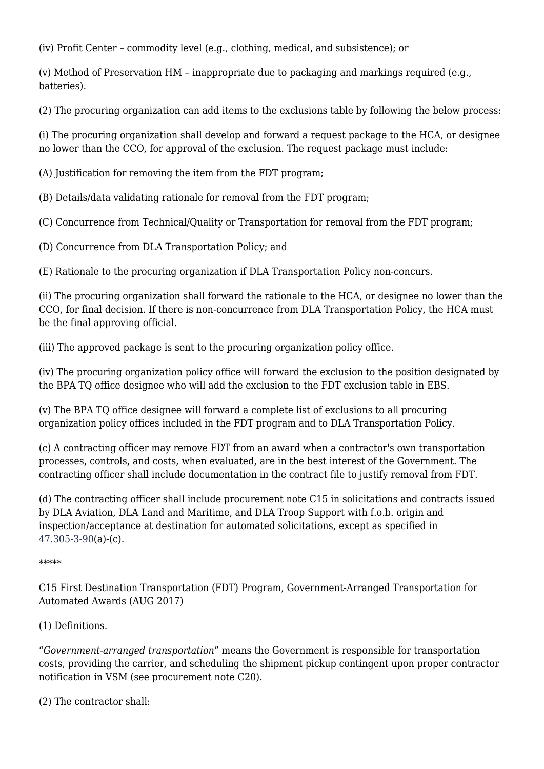(iv) Profit Center – commodity level (e.g., clothing, medical, and subsistence); or

(v) Method of Preservation HM – inappropriate due to packaging and markings required (e.g., batteries).

(2) The procuring organization can add items to the exclusions table by following the below process:

(i) The procuring organization shall develop and forward a request package to the HCA, or designee no lower than the CCO, for approval of the exclusion. The request package must include:

(A) Justification for removing the item from the FDT program;

(B) Details/data validating rationale for removal from the FDT program;

(C) Concurrence from Technical/Quality or Transportation for removal from the FDT program;

(D) Concurrence from DLA Transportation Policy; and

(E) Rationale to the procuring organization if DLA Transportation Policy non-concurs.

(ii) The procuring organization shall forward the rationale to the HCA, or designee no lower than the CCO, for final decision. If there is non-concurrence from DLA Transportation Policy, the HCA must be the final approving official.

(iii) The approved package is sent to the procuring organization policy office.

(iv) The procuring organization policy office will forward the exclusion to the position designated by the BPA TQ office designee who will add the exclusion to the FDT exclusion table in EBS.

(v) The BPA TQ office designee will forward a complete list of exclusions to all procuring organization policy offices included in the FDT program and to DLA Transportation Policy.

(c) A contracting officer may remove FDT from an award when a contractor's own transportation processes, controls, and costs, when evaluated, are in the best interest of the Government. The contracting officer shall include documentation in the contract file to justify removal from FDT.

(d) The contracting officer shall include procurement note C15 in solicitations and contracts issued by DLA Aviation, DLA Land and Maritime, and DLA Troop Support with f.o.b. origin and inspection/acceptance at destination for automated solicitations, except as specified in 47.305-3-90(a)-(c).

*****

C15 First Destination Transportation (FDT) Program, Government-Arranged Transportation for Automated Awards (AUG 2017)

(1) Definitions.

"*Government-arranged transportation*" means the Government is responsible for transportation costs, providing the carrier, and scheduling the shipment pickup contingent upon proper contractor notification in VSM (see procurement note C20).

(2) The contractor shall: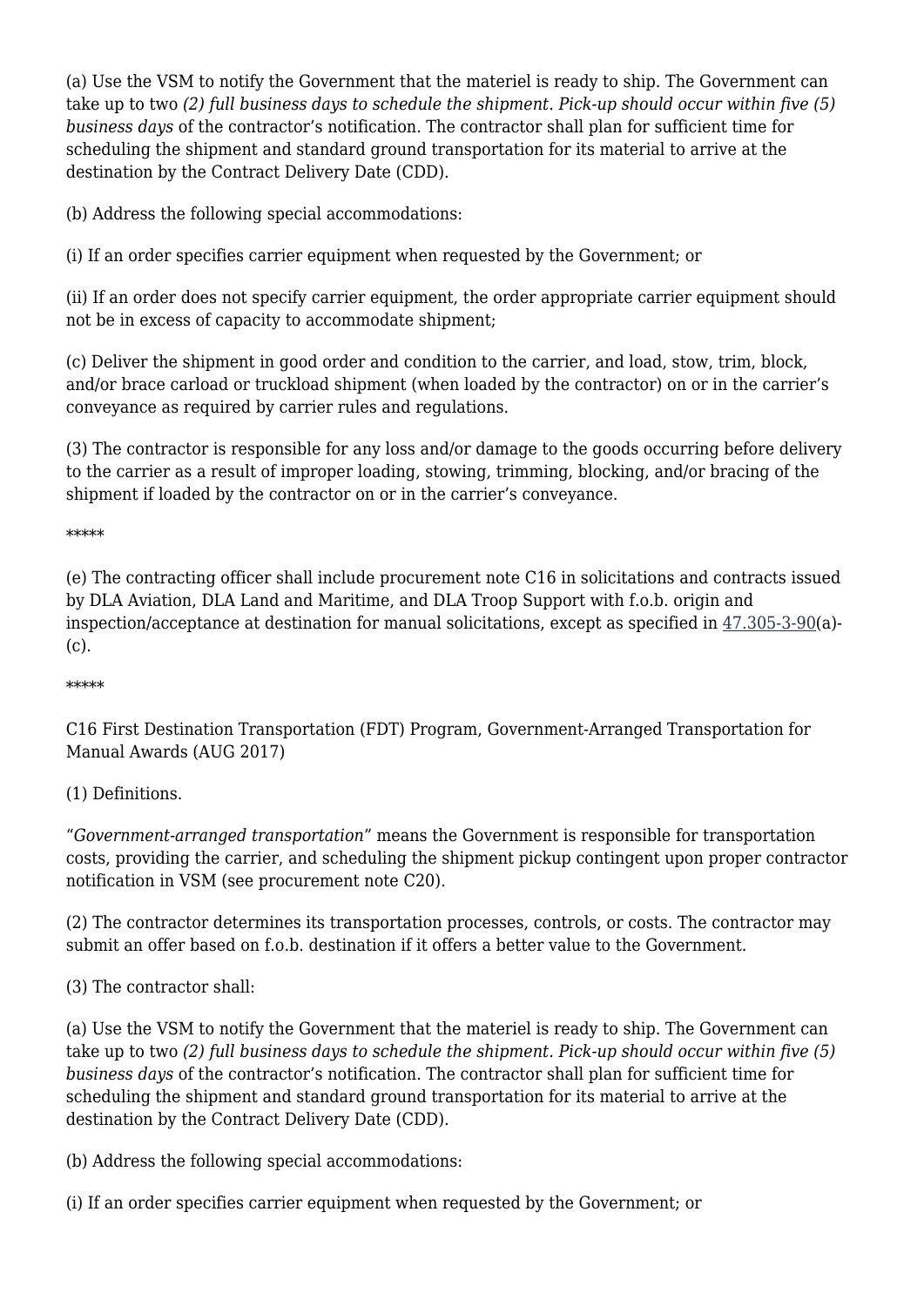(a) Use the VSM to notify the Government that the materiel is ready to ship. The Government can take up to two *(2) full business days to schedule the shipment. Pick-up should occur within five (5) business days* of the contractor's notification. The contractor shall plan for sufficient time for scheduling the shipment and standard ground transportation for its material to arrive at the destination by the Contract Delivery Date (CDD).

(b) Address the following special accommodations:

(i) If an order specifies carrier equipment when requested by the Government; or

(ii) If an order does not specify carrier equipment, the order appropriate carrier equipment should not be in excess of capacity to accommodate shipment;

(c) Deliver the shipment in good order and condition to the carrier, and load, stow, trim, block, and/or brace carload or truckload shipment (when loaded by the contractor) on or in the carrier's conveyance as required by carrier rules and regulations.

(3) The contractor is responsible for any loss and/or damage to the goods occurring before delivery to the carrier as a result of improper loading, stowing, trimming, blocking, and/or bracing of the shipment if loaded by the contractor on or in the carrier's conveyance.

*****

(e) The contracting officer shall include procurement note C16 in solicitations and contracts issued by DLA Aviation, DLA Land and Maritime, and DLA Troop Support with f.o.b. origin and inspection/acceptance at destination for manual solicitations, except as specified in 47.305-3-90(a)-(c).

*****

C16 First Destination Transportation (FDT) Program, Government-Arranged Transportation for Manual Awards (AUG 2017)

(1) Definitions.

"*Government-arranged transportation*" means the Government is responsible for transportation costs, providing the carrier, and scheduling the shipment pickup contingent upon proper contractor notification in VSM (see procurement note C20).

(2) The contractor determines its transportation processes, controls, or costs. The contractor may submit an offer based on f.o.b. destination if it offers a better value to the Government.

(3) The contractor shall:

(a) Use the VSM to notify the Government that the materiel is ready to ship. The Government can take up to two *(2) full business days to schedule the shipment. Pick-up should occur within five (5) business days* of the contractor's notification. The contractor shall plan for sufficient time for scheduling the shipment and standard ground transportation for its material to arrive at the destination by the Contract Delivery Date (CDD).

(b) Address the following special accommodations:

(i) If an order specifies carrier equipment when requested by the Government; or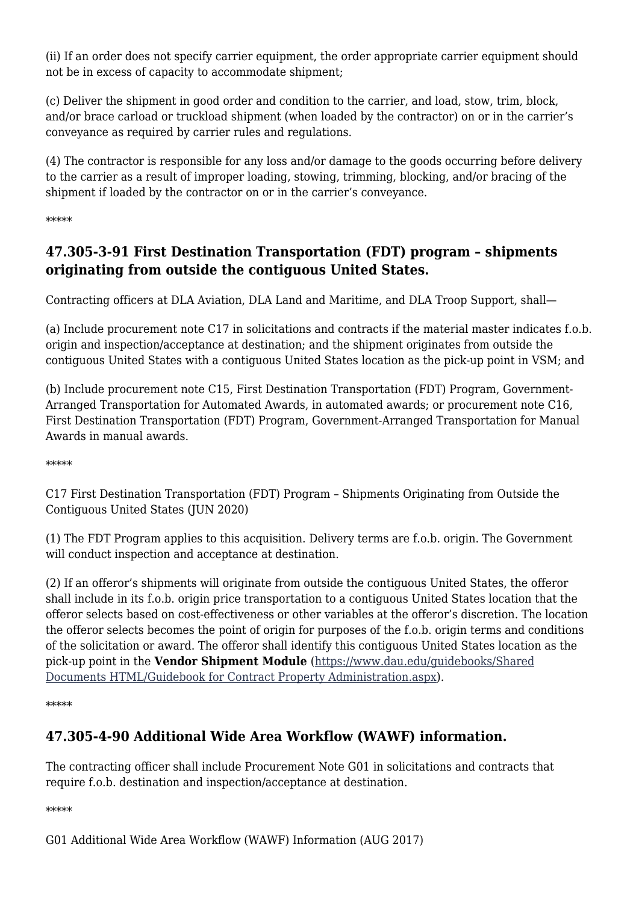(ii) If an order does not specify carrier equipment, the order appropriate carrier equipment should not be in excess of capacity to accommodate shipment;

(c) Deliver the shipment in good order and condition to the carrier, and load, stow, trim, block, and/or brace carload or truckload shipment (when loaded by the contractor) on or in the carrier's conveyance as required by carrier rules and regulations.

(4) The contractor is responsible for any loss and/or damage to the goods occurring before delivery to the carrier as a result of improper loading, stowing, trimming, blocking, and/or bracing of the shipment if loaded by the contractor on or in the carrier's conveyance.

*****

## 47.305-3-91 First Destination Transportation (FDT) program – shipments originating from outside the contiguous United States.

Contracting officers at DLA Aviation, DLA Land and Maritime, and DLA Troop Support, shall—

(a) Include procurement note C17 in solicitations and contracts if the material master indicates f.o.b. origin and inspection/acceptance at destination; and the shipment originates from outside the contiguous United States with a contiguous United States location as the pick-up point in VSM; and

(b) Include procurement note C15, First Destination Transportation (FDT) Program, Government-Arranged Transportation for Automated Awards, in automated awards; or procurement note C16, First Destination Transportation (FDT) Program, Government-Arranged Transportation for Manual Awards in manual awards.

*****

C17 First Destination Transportation (FDT) Program – Shipments Originating from Outside the Contiguous United States (JUN 2020)

(1) The FDT Program applies to this acquisition. Delivery terms are f.o.b. origin. The Government will conduct inspection and acceptance at destination.

(2) If an offeror's shipments will originate from outside the contiguous United States, the offeror shall include in its f.o.b. origin price transportation to a contiguous United States location that the offeror selects based on cost-effectiveness or other variables at the offeror's discretion. The location the offeror selects becomes the point of origin for purposes of the f.o.b. origin terms and conditions of the solicitation or award. The offeror shall identify this contiguous United States location as the pick-up point in the **Vendor Shipment Module** (https://www.dau.edu/guidebooks/Shared Documents HTML/Guidebook for Contract Property Administration.aspx).

*****

## 47.305-4-90 Additional Wide Area Workflow (WAWF) information.

The contracting officer shall include Procurement Note G01 in solicitations and contracts that require f.o.b. destination and inspection/acceptance at destination.

*****

G01 Additional Wide Area Workflow (WAWF) Information (AUG 2017)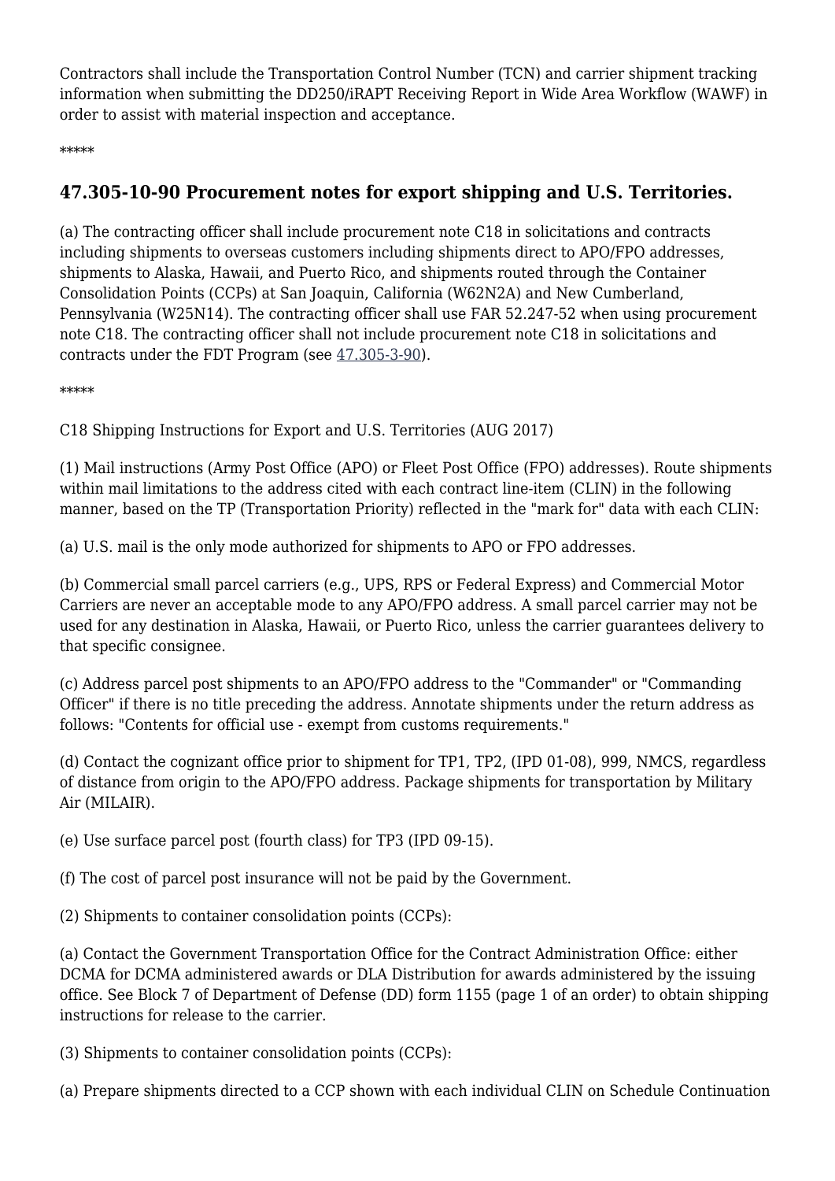Contractors shall include the Transportation Control Number (TCN) and carrier shipment tracking information when submitting the DD250/iRAPT Receiving Report in Wide Area Workflow (WAWF) in order to assist with material inspection and acceptance.

*****

## 47.305-10-90 Procurement notes for export shipping and U.S. Territories.

(a) The contracting officer shall include procurement note C18 in solicitations and contracts including shipments to overseas customers including shipments direct to APO/FPO addresses, shipments to Alaska, Hawaii, and Puerto Rico, and shipments routed through the Container Consolidation Points (CCPs) at San Joaquin, California (W62N2A) and New Cumberland, Pennsylvania (W25N14). The contracting officer shall use FAR 52.247-52 when using procurement note C18. The contracting officer shall not include procurement note C18 in solicitations and contracts under the FDT Program (see 47.305-3-90).

*****

C18 Shipping Instructions for Export and U.S. Territories (AUG 2017)

(1) Mail instructions (Army Post Office (APO) or Fleet Post Office (FPO) addresses). Route shipments within mail limitations to the address cited with each contract line-item (CLIN) in the following manner, based on the TP (Transportation Priority) reflected in the "mark for" data with each CLIN:

(a) U.S. mail is the only mode authorized for shipments to APO or FPO addresses.

(b) Commercial small parcel carriers (e.g., UPS, RPS or Federal Express) and Commercial Motor Carriers are never an acceptable mode to any APO/FPO address. A small parcel carrier may not be used for any destination in Alaska, Hawaii, or Puerto Rico, unless the carrier guarantees delivery to that specific consignee.

(c) Address parcel post shipments to an APO/FPO address to the "Commander" or "Commanding Officer" if there is no title preceding the address. Annotate shipments under the return address as follows: "Contents for official use - exempt from customs requirements."

(d) Contact the cognizant office prior to shipment for TP1, TP2, (IPD 01-08), 999, NMCS, regardless of distance from origin to the APO/FPO address. Package shipments for transportation by Military Air (MILAIR).

(e) Use surface parcel post (fourth class) for TP3 (IPD 09-15).

(f) The cost of parcel post insurance will not be paid by the Government.

(2) Shipments to container consolidation points (CCPs):

(a) Contact the Government Transportation Office for the Contract Administration Office: either DCMA for DCMA administered awards or DLA Distribution for awards administered by the issuing office. See Block 7 of Department of Defense (DD) form 1155 (page 1 of an order) to obtain shipping instructions for release to the carrier.

(3) Shipments to container consolidation points (CCPs):

(a) Prepare shipments directed to a CCP shown with each individual CLIN on Schedule Continuation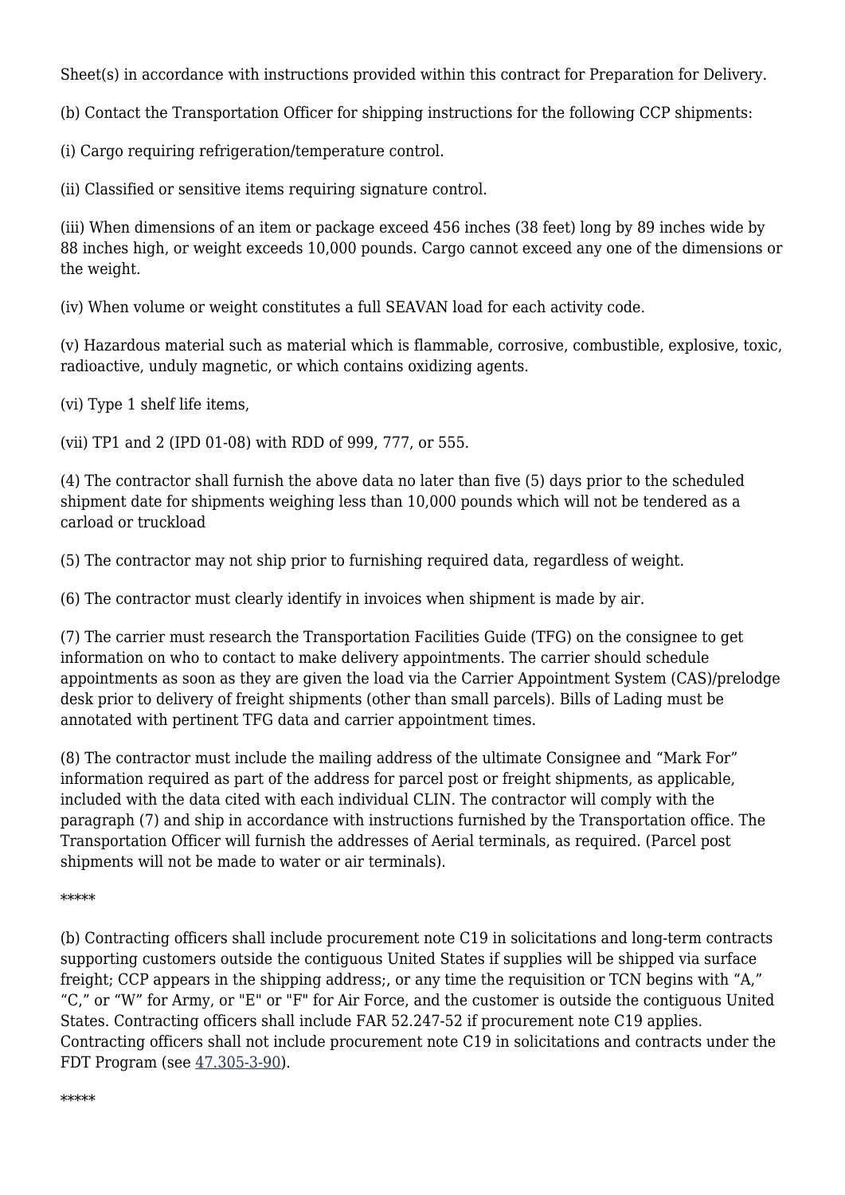Sheet(s) in accordance with instructions provided within this contract for Preparation for Delivery.

(b) Contact the Transportation Officer for shipping instructions for the following CCP shipments:

(i) Cargo requiring refrigeration/temperature control.

(ii) Classified or sensitive items requiring signature control.

(iii) When dimensions of an item or package exceed 456 inches (38 feet) long by 89 inches wide by 88 inches high, or weight exceeds 10,000 pounds. Cargo cannot exceed any one of the dimensions or the weight.

(iv) When volume or weight constitutes a full SEAVAN load for each activity code.

(v) Hazardous material such as material which is flammable, corrosive, combustible, explosive, toxic, radioactive, unduly magnetic, or which contains oxidizing agents.

(vi) Type 1 shelf life items,

(vii) TP1 and 2 (IPD 01-08) with RDD of 999, 777, or 555.

(4) The contractor shall furnish the above data no later than five (5) days prior to the scheduled shipment date for shipments weighing less than 10,000 pounds which will not be tendered as a carload or truckload

(5) The contractor may not ship prior to furnishing required data, regardless of weight.

(6) The contractor must clearly identify in invoices when shipment is made by air.

(7) The carrier must research the Transportation Facilities Guide (TFG) on the consignee to get information on who to contact to make delivery appointments. The carrier should schedule appointments as soon as they are given the load via the Carrier Appointment System (CAS)/prelodge desk prior to delivery of freight shipments (other than small parcels). Bills of Lading must be annotated with pertinent TFG data and carrier appointment times.

(8) The contractor must include the mailing address of the ultimate Consignee and “Mark For” information required as part of the address for parcel post or freight shipments, as applicable, included with the data cited with each individual CLIN. The contractor will comply with the paragraph (7) and ship in accordance with instructions furnished by the Transportation office. The Transportation Officer will furnish the addresses of Aerial terminals, as required. (Parcel post shipments will not be made to water or air terminals).

*****

(b) Contracting officers shall include procurement note C19 in solicitations and long-term contracts supporting customers outside the contiguous United States if supplies will be shipped via surface freight; CCP appears in the shipping address;, or any time the requisition or TCN begins with “A,” “C,” or “W” for Army, or "E" or "F" for Air Force, and the customer is outside the contiguous United States. Contracting officers shall include FAR 52.247-52 if procurement note C19 applies. Contracting officers shall not include procurement note C19 in solicitations and contracts under the FDT Program (see 47.305-3-90).

*****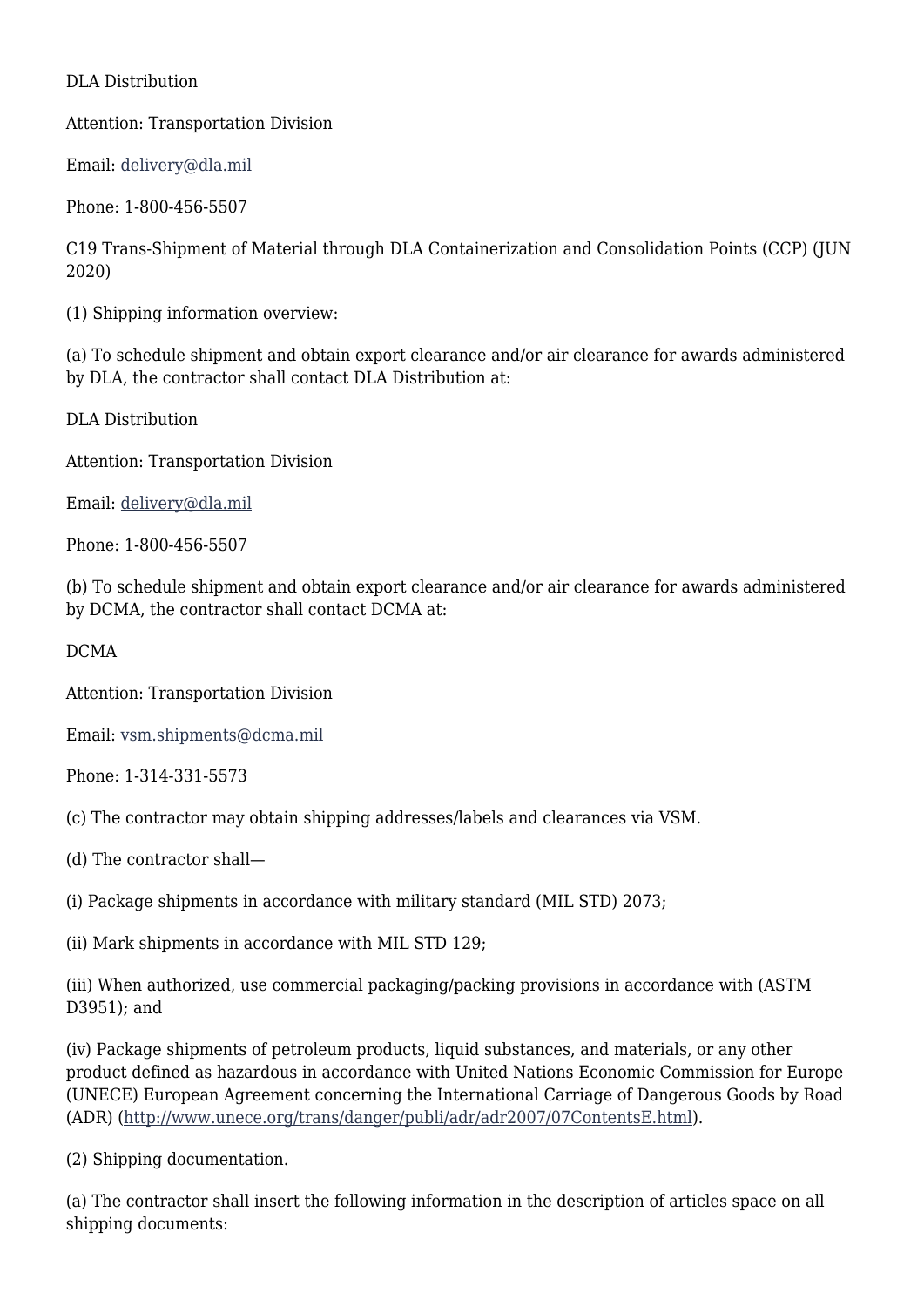DLA Distribution

Attention: Transportation Division

Email: delivery@dla.mil

Phone: 1-800-456-5507

C19 Trans-Shipment of Material through DLA Containerization and Consolidation Points (CCP) (JUN 2020)

(1) Shipping information overview:

(a) To schedule shipment and obtain export clearance and/or air clearance for awards administered by DLA, the contractor shall contact DLA Distribution at:

DLA Distribution

Attention: Transportation Division

Email: delivery@dla.mil

Phone: 1-800-456-5507

(b) To schedule shipment and obtain export clearance and/or air clearance for awards administered by DCMA, the contractor shall contact DCMA at:

DCMA

Attention: Transportation Division

Email: vsm.shipments@dcma.mil

Phone: 1-314-331-5573

(c) The contractor may obtain shipping addresses/labels and clearances via VSM.

(d) The contractor shall—

(i) Package shipments in accordance with military standard (MIL STD) 2073;

(ii) Mark shipments in accordance with MIL STD 129;

(iii) When authorized, use commercial packaging/packing provisions in accordance with (ASTM D3951); and

(iv) Package shipments of petroleum products, liquid substances, and materials, or any other product defined as hazardous in accordance with United Nations Economic Commission for Europe (UNECE) European Agreement concerning the International Carriage of Dangerous Goods by Road (ADR) (http://www.unece.org/trans/danger/publi/adr/adr2007/07ContentsE.html).

(2) Shipping documentation.

(a) The contractor shall insert the following information in the description of articles space on all shipping documents: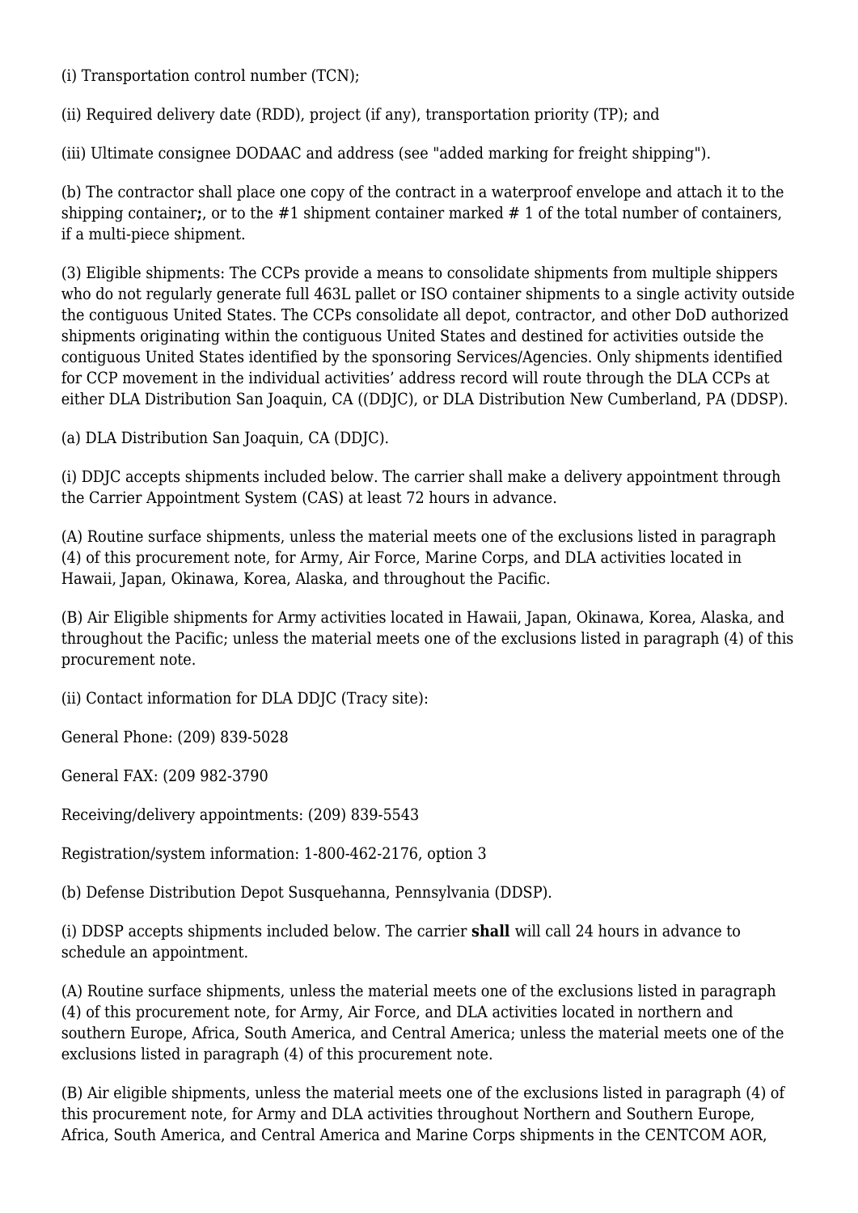(i) Transportation control number (TCN);

(ii) Required delivery date (RDD), project (if any), transportation priority (TP); and

(iii) Ultimate consignee DODAAC and address (see "added marking for freight shipping").

(b) The contractor shall place one copy of the contract in a waterproof envelope and attach it to the shipping container**;**, or to the #1 shipment container marked # 1 of the total number of containers, if a multi-piece shipment.

(3) Eligible shipments: The CCPs provide a means to consolidate shipments from multiple shippers who do not regularly generate full 463L pallet or ISO container shipments to a single activity outside the contiguous United States. The CCPs consolidate all depot, contractor, and other DoD authorized shipments originating within the contiguous United States and destined for activities outside the contiguous United States identified by the sponsoring Services/Agencies. Only shipments identified for CCP movement in the individual activities' address record will route through the DLA CCPs at either DLA Distribution San Joaquin, CA ((DDJC), or DLA Distribution New Cumberland, PA (DDSP).

(a) DLA Distribution San Joaquin, CA (DDJC).

(i) DDJC accepts shipments included below. The carrier shall make a delivery appointment through the Carrier Appointment System (CAS) at least 72 hours in advance.

(A) Routine surface shipments, unless the material meets one of the exclusions listed in paragraph (4) of this procurement note, for Army, Air Force, Marine Corps, and DLA activities located in Hawaii, Japan, Okinawa, Korea, Alaska, and throughout the Pacific.

(B) Air Eligible shipments for Army activities located in Hawaii, Japan, Okinawa, Korea, Alaska, and throughout the Pacific; unless the material meets one of the exclusions listed in paragraph (4) of this procurement note.

(ii) Contact information for DLA DDJC (Tracy site):

General Phone: (209) 839-5028

General FAX: (209 982-3790

Receiving/delivery appointments: (209) 839-5543

Registration/system information: 1-800-462-2176, option 3

(b) Defense Distribution Depot Susquehanna, Pennsylvania (DDSP).

(i) DDSP accepts shipments included below. The carrier **shall** will call 24 hours in advance to schedule an appointment.

(A) Routine surface shipments, unless the material meets one of the exclusions listed in paragraph (4) of this procurement note, for Army, Air Force, and DLA activities located in northern and southern Europe, Africa, South America, and Central America; unless the material meets one of the exclusions listed in paragraph (4) of this procurement note.

(B) Air eligible shipments, unless the material meets one of the exclusions listed in paragraph (4) of this procurement note, for Army and DLA activities throughout Northern and Southern Europe, Africa, South America, and Central America and Marine Corps shipments in the CENTCOM AOR,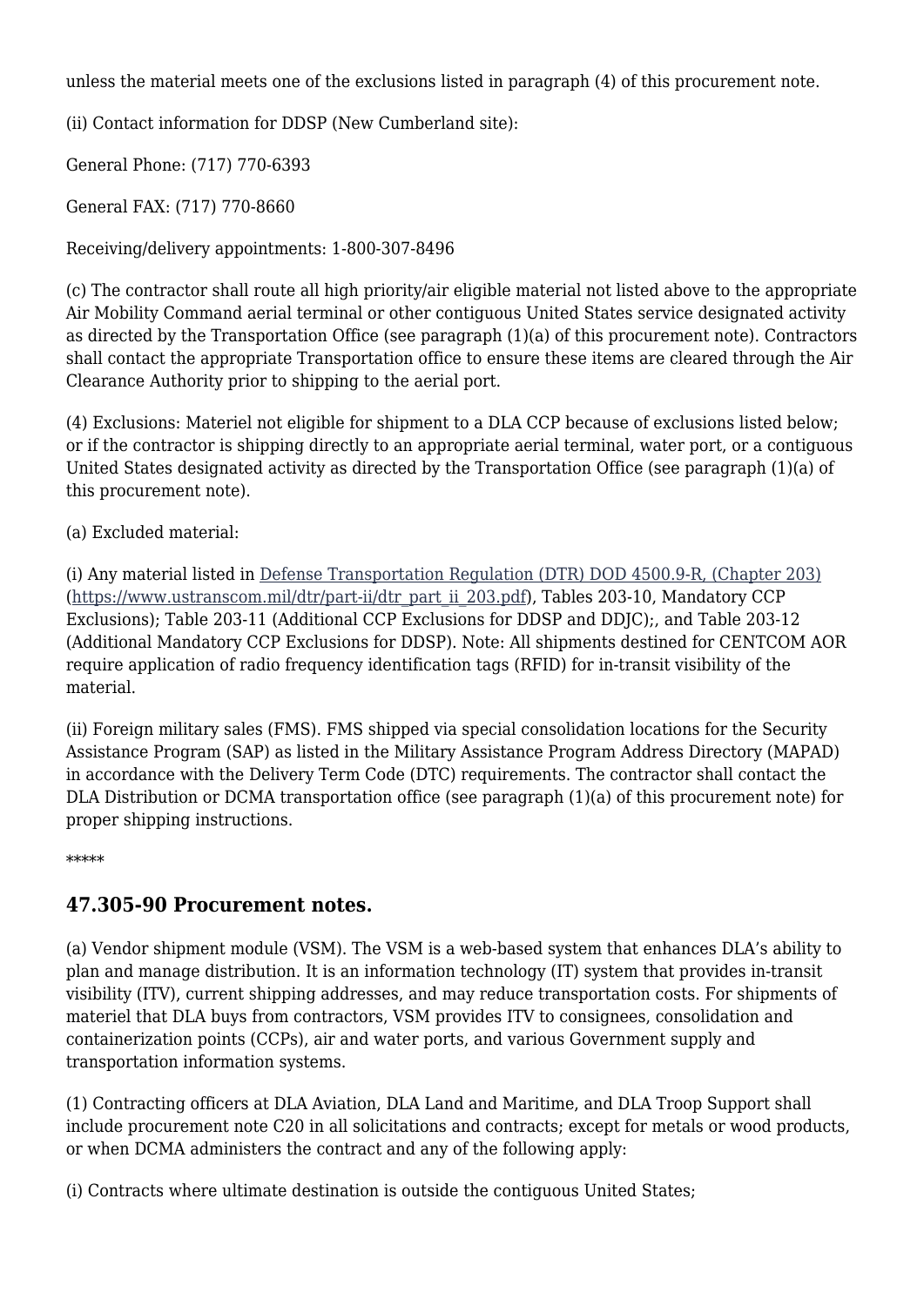unless the material meets one of the exclusions listed in paragraph (4) of this procurement note.

(ii) Contact information for DDSP (New Cumberland site):

General Phone: (717) 770-6393

General FAX: (717) 770-8660

Receiving/delivery appointments: 1-800-307-8496

(c) The contractor shall route all high priority/air eligible material not listed above to the appropriate Air Mobility Command aerial terminal or other contiguous United States service designated activity as directed by the Transportation Office (see paragraph (1)(a) of this procurement note). Contractors shall contact the appropriate Transportation office to ensure these items are cleared through the Air Clearance Authority prior to shipping to the aerial port.

(4) Exclusions: Materiel not eligible for shipment to a DLA CCP because of exclusions listed below; or if the contractor is shipping directly to an appropriate aerial terminal, water port, or a contiguous United States designated activity as directed by the Transportation Office (see paragraph (1)(a) of this procurement note).

(a) Excluded material:

(i) Any material listed in [Defense Transportation Regulation (DTR) DOD 4500.9-R, (Chapter 203)](https://www.ustranscom.mil/dtr/part-ii/dtr_part_ii_203.pdf) (https://www.ustranscom.mil/dtr/part-ii/dtr_part_ii_203.pdf), Tables 203-10, Mandatory CCP Exclusions); Table 203-11 (Additional CCP Exclusions for DDSP and DDJC);, and Table 203-12 (Additional Mandatory CCP Exclusions for DDSP). Note: All shipments destined for CENTCOM AOR require application of radio frequency identification tags (RFID) for in-transit visibility of the material.

(ii) Foreign military sales (FMS). FMS shipped via special consolidation locations for the Security Assistance Program (SAP) as listed in the Military Assistance Program Address Directory (MAPAD) in accordance with the Delivery Term Code (DTC) requirements. The contractor shall contact the DLA Distribution or DCMA transportation office (see paragraph (1)(a) of this procurement note) for proper shipping instructions.

*****

## 47.305-90 Procurement notes.

(a) Vendor shipment module (VSM). The VSM is a web-based system that enhances DLA's ability to plan and manage distribution. It is an information technology (IT) system that provides in-transit visibility (ITV), current shipping addresses, and may reduce transportation costs. For shipments of materiel that DLA buys from contractors, VSM provides ITV to consignees, consolidation and containerization points (CCPs), air and water ports, and various Government supply and transportation information systems.

(1) Contracting officers at DLA Aviation, DLA Land and Maritime, and DLA Troop Support shall include procurement note C20 in all solicitations and contracts; except for metals or wood products, or when DCMA administers the contract and any of the following apply:

(i) Contracts where ultimate destination is outside the contiguous United States;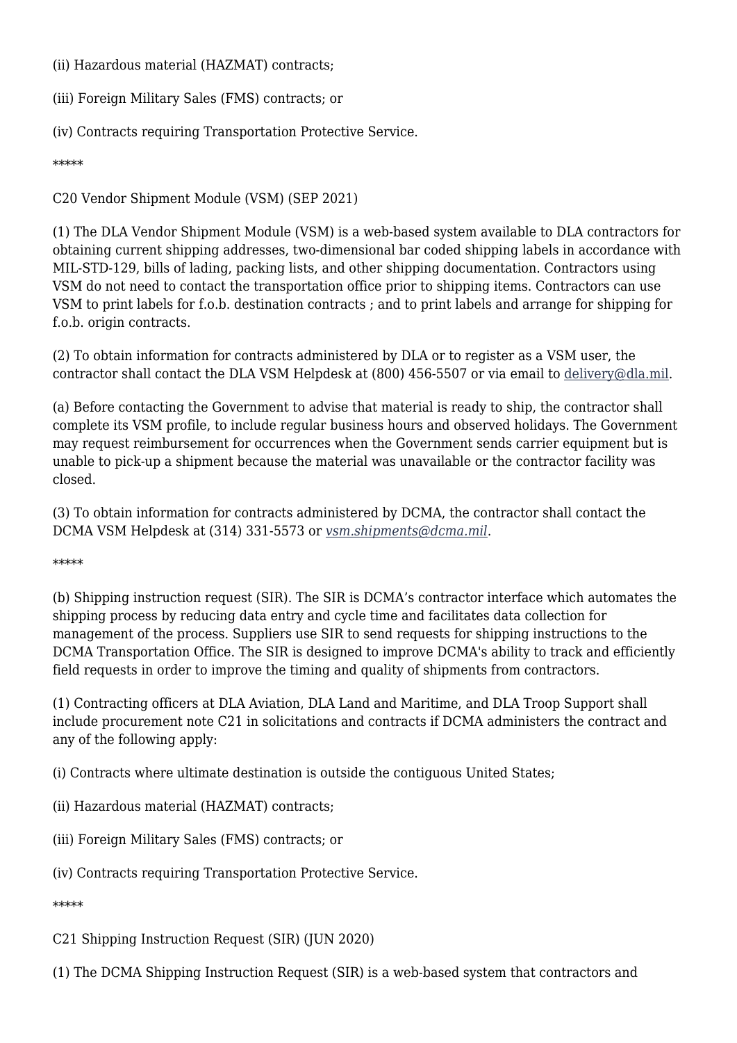(ii) Hazardous material (HAZMAT) contracts;

(iii) Foreign Military Sales (FMS) contracts; or

(iv) Contracts requiring Transportation Protective Service.

*****

C20 Vendor Shipment Module (VSM) (SEP 2021)

(1) The DLA Vendor Shipment Module (VSM) is a web-based system available to DLA contractors for obtaining current shipping addresses, two-dimensional bar coded shipping labels in accordance with MIL-STD-129, bills of lading, packing lists, and other shipping documentation. Contractors using VSM do not need to contact the transportation office prior to shipping items. Contractors can use VSM to print labels for f.o.b. destination contracts ; and to print labels and arrange for shipping for f.o.b. origin contracts.

(2) To obtain information for contracts administered by DLA or to register as a VSM user, the contractor shall contact the DLA VSM Helpdesk at (800) 456-5507 or via email to delivery@dla.mil.

(a) Before contacting the Government to advise that material is ready to ship, the contractor shall complete its VSM profile, to include regular business hours and observed holidays. The Government may request reimbursement for occurrences when the Government sends carrier equipment but is unable to pick-up a shipment because the material was unavailable or the contractor facility was closed.

(3) To obtain information for contracts administered by DCMA, the contractor shall contact the DCMA VSM Helpdesk at (314) 331-5573 or *vsm.shipments@dcma.mil*.

*****

(b) Shipping instruction request (SIR). The SIR is DCMA's contractor interface which automates the shipping process by reducing data entry and cycle time and facilitates data collection for management of the process. Suppliers use SIR to send requests for shipping instructions to the DCMA Transportation Office. The SIR is designed to improve DCMA's ability to track and efficiently field requests in order to improve the timing and quality of shipments from contractors.

(1) Contracting officers at DLA Aviation, DLA Land and Maritime, and DLA Troop Support shall include procurement note C21 in solicitations and contracts if DCMA administers the contract and any of the following apply:

(i) Contracts where ultimate destination is outside the contiguous United States;

(ii) Hazardous material (HAZMAT) contracts;

(iii) Foreign Military Sales (FMS) contracts; or

(iv) Contracts requiring Transportation Protective Service.

*****

C21 Shipping Instruction Request (SIR) (JUN 2020)

(1) The DCMA Shipping Instruction Request (SIR) is a web-based system that contractors and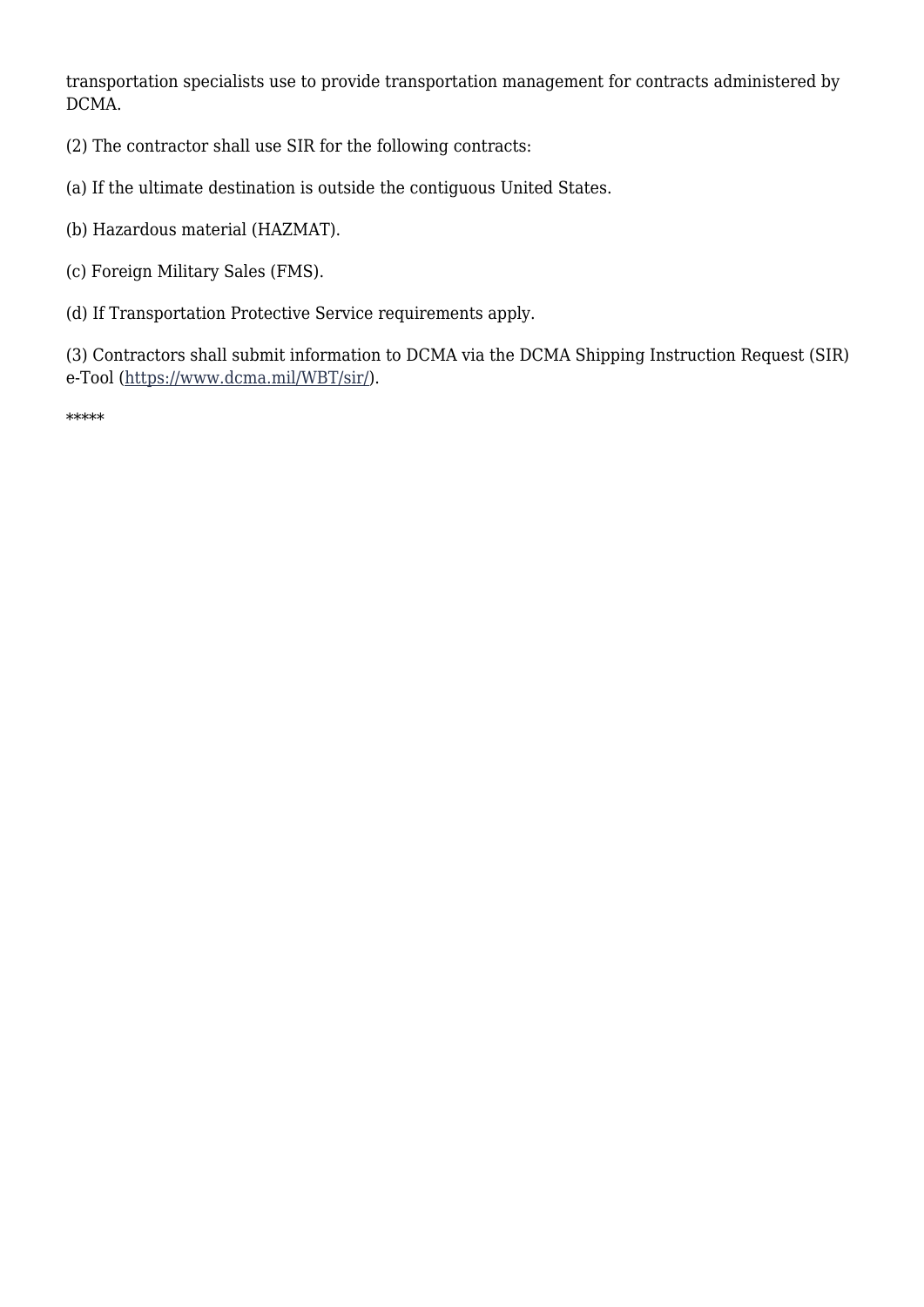transportation specialists use to provide transportation management for contracts administered by DCMA.

(2) The contractor shall use SIR for the following contracts:

(a) If the ultimate destination is outside the contiguous United States.

(b) Hazardous material (HAZMAT).

(c) Foreign Military Sales (FMS).

(d) If Transportation Protective Service requirements apply.

(3) Contractors shall submit information to DCMA via the DCMA Shipping Instruction Request (SIR) e-Tool (https://www.dcma.mil/WBT/sir/).

*****